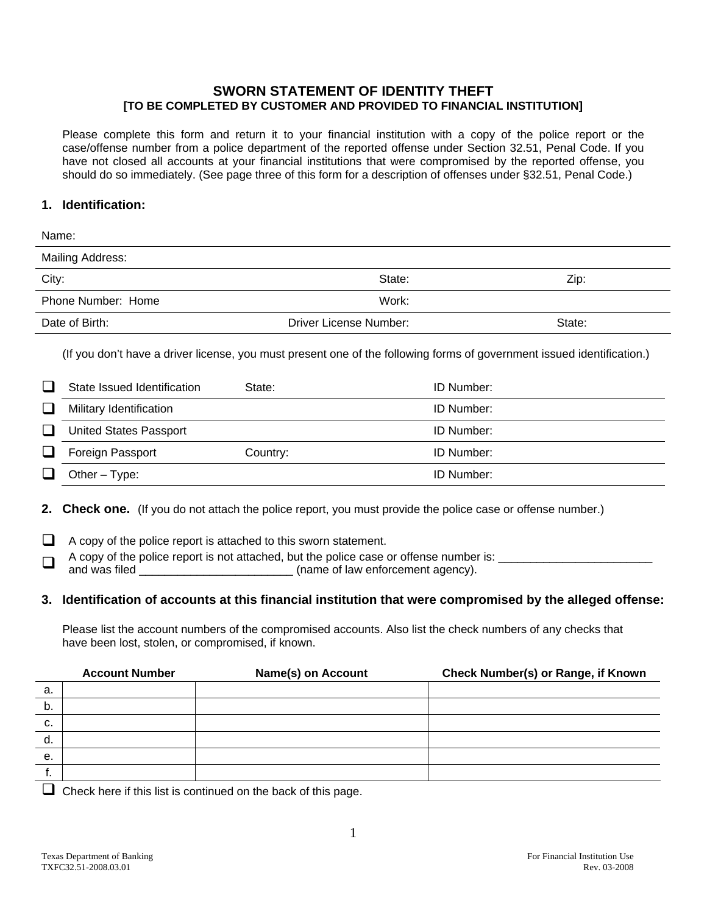## SWORN STATEMENT OF IDENTITY THEFT

**[TO BE COMPLETED BY CUSTOMER AND PROVIDED TO FINANCIAL INSTITUTION]**

Please complete this form and return it to your financial institution with a copy of the police report or the case/offense number from a police department of the reported offense under Section 32.51, Penal Code. If you have not closed all accounts at your financial institutions that were compromised by the reported offense, you should do so immediately. (See page three of this form for a description of offenses under §32.51, Penal Code.)

### 1. Identification:

| | | |
|---|---|---|
| Name: | | |
| Mailing Address: | | |
| City: | State: | Zip: |
| Phone Number: Home | Work: | |
| Date of Birth: | Driver License Number: | State: |

(If you don't have a driver license, you must present one of the following forms of government issued identification.)

| | | | |
|---|---|---|---|
| ❑ | State Issued Identification | State: | ID Number: |
| ❑ | Military Identification | | ID Number: |
| ❑ | United States Passport | | ID Number: |
| ❑ | Foreign Passport | Country: | ID Number: |
| ❑ | Other – Type: | | ID Number: |

### 2. Check one. 
(If you do not attach the police report, you must provide the police case or offense number.)

❑ A copy of the police report is attached to this sworn statement.

❑ A copy of the police report is not attached, but the police case or offense number is: ________________________ and was filed ________________________ (name of law enforcement agency).

### 3. Identification of accounts at this financial institution that were compromised by the alleged offense:

Please list the account numbers of the compromised accounts. Also list the check numbers of any checks that have been lost, stolen, or compromised, if known.

| | Account Number | Name(s) on Account | Check Number(s) or Range, if Known |
|---|---|---|---|
| a. | | | |
| b. | | | |
| c. | | | |
| d. | | | |
| e. | | | |
| f. | | | |

❑ Check here if this list is continued on the back of this page.

Texas Department of Banking
TXFC32.51-2008.03.01

For Financial Institution Use
Rev. 03-2008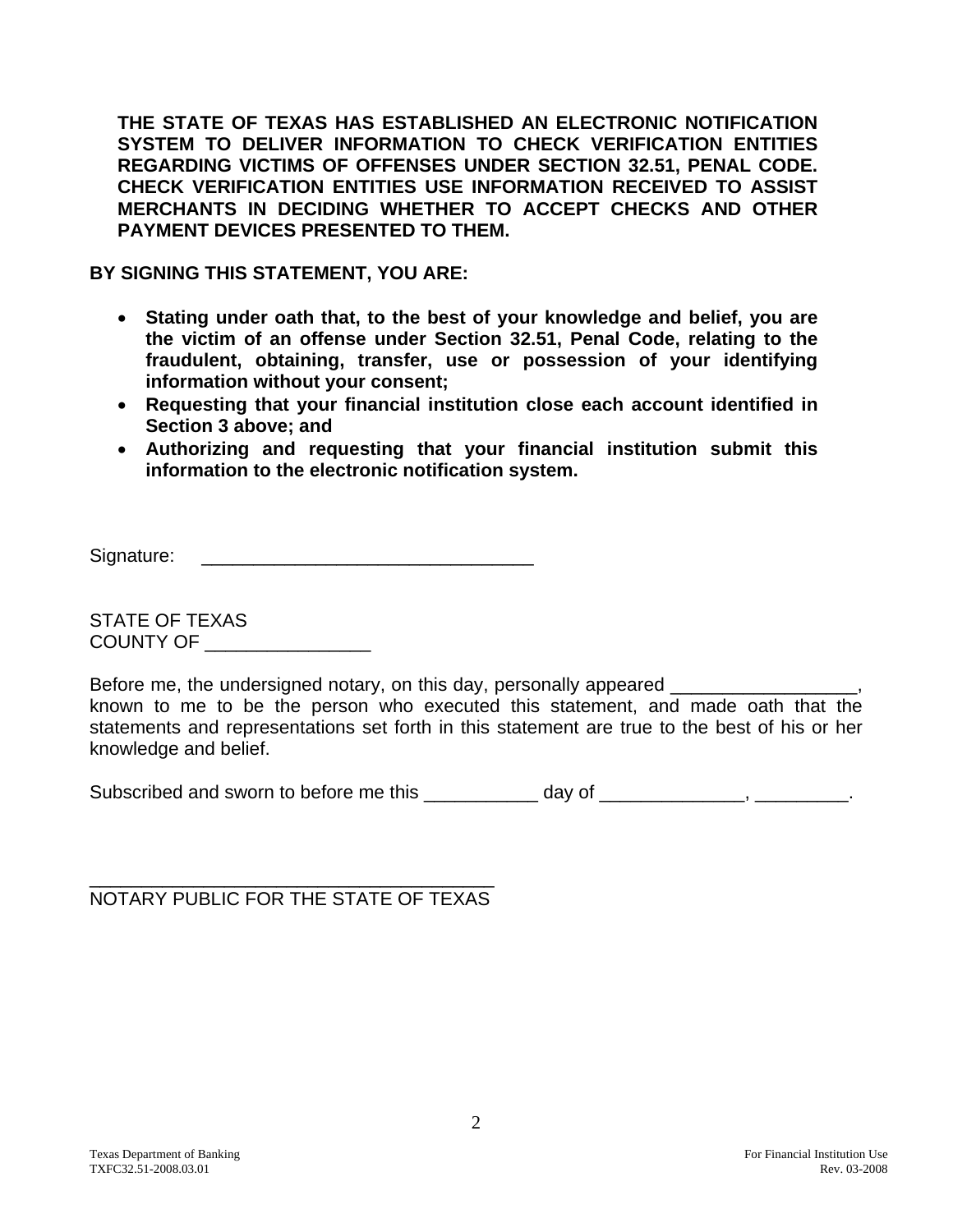**THE STATE OF TEXAS HAS ESTABLISHED AN ELECTRONIC NOTIFICATION SYSTEM TO DELIVER INFORMATION TO CHECK VERIFICATION ENTITIES REGARDING VICTIMS OF OFFENSES UNDER SECTION 32.51, PENAL CODE. CHECK VERIFICATION ENTITIES USE INFORMATION RECEIVED TO ASSIST MERCHANTS IN DECIDING WHETHER TO ACCEPT CHECKS AND OTHER PAYMENT DEVICES PRESENTED TO THEM.**

**BY SIGNING THIS STATEMENT, YOU ARE:**

- **Stating under oath that, to the best of your knowledge and belief, you are the victim of an offense under Section 32.51, Penal Code, relating to the fraudulent, obtaining, transfer, use or possession of your identifying information without your consent;**
- **Requesting that your financial institution close each account identified in Section 3 above; and**
- **Authorizing and requesting that your financial institution submit this information to the electronic notification system.**

Signature: _________________________________

STATE OF TEXAS
COUNTY OF ________________

Before me, the undersigned notary, on this day, personally appeared __________________, known to me to be the person who executed this statement, and made oath that the statements and representations set forth in this statement are true to the best of his or her knowledge and belief.

Subscribed and sworn to before me this ___________ day of ______________, _________.

________________________________________
NOTARY PUBLIC FOR THE STATE OF TEXAS

Texas Department of Banking
TXFC32.51-2008.03.01

For Financial Institution Use
Rev. 03-2008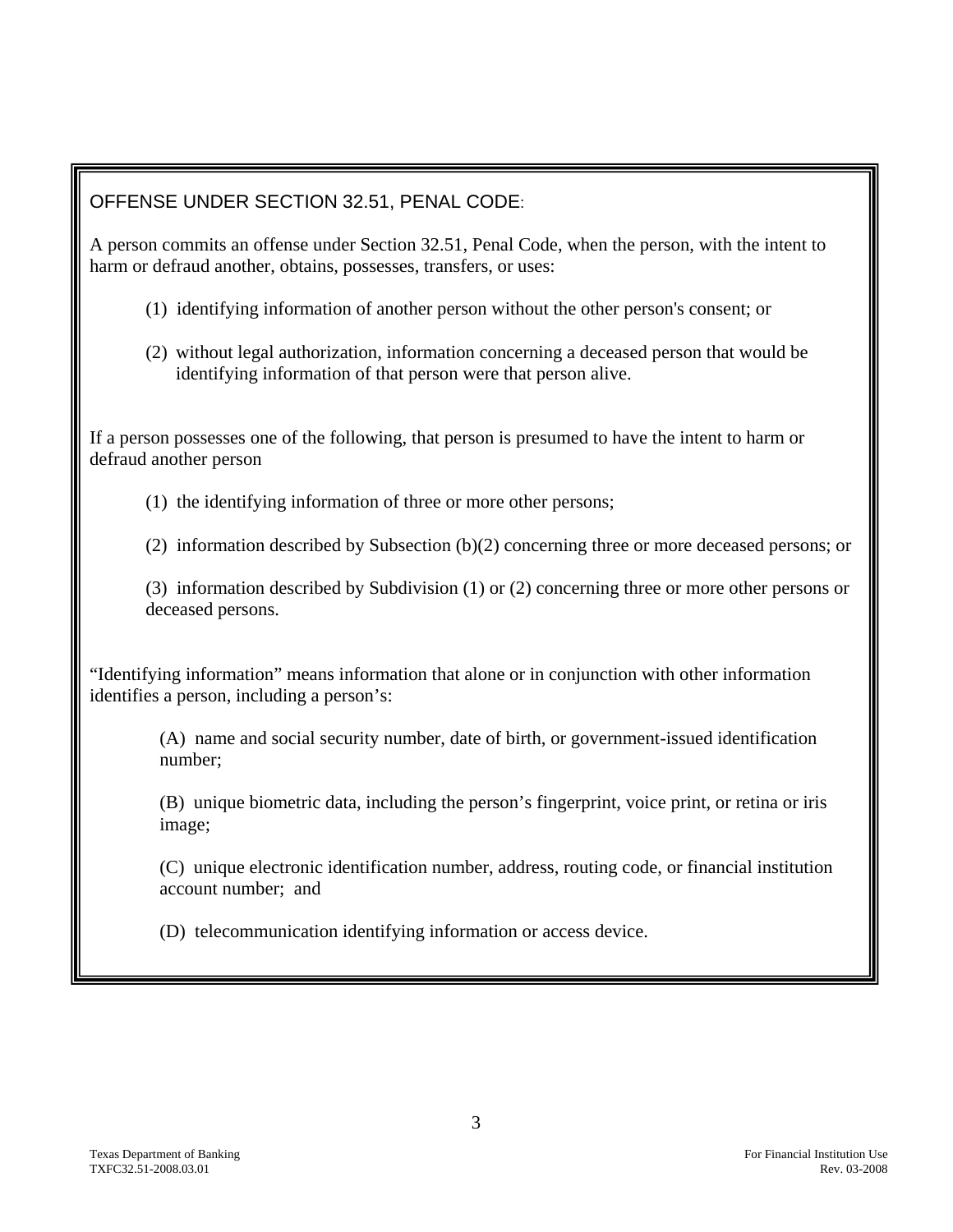## OFFENSE UNDER SECTION 32.51, PENAL CODE:

A person commits an offense under Section 32.51, Penal Code, when the person, with the intent to harm or defraud another, obtains, possesses, transfers, or uses:

(1) identifying information of another person without the other person's consent; or

(2) without legal authorization, information concerning a deceased person that would be identifying information of that person were that person alive.

If a person possesses one of the following, that person is presumed to have the intent to harm or defraud another person

(1) the identifying information of three or more other persons;

(2) information described by Subsection (b)(2) concerning three or more deceased persons; or

(3) information described by Subdivision (1) or (2) concerning three or more other persons or deceased persons.

"Identifying information" means information that alone or in conjunction with other information identifies a person, including a person's:

(A) name and social security number, date of birth, or government-issued identification number;

(B) unique biometric data, including the person's fingerprint, voice print, or retina or iris image;

(C) unique electronic identification number, address, routing code, or financial institution account number; and

(D) telecommunication identifying information or access device.

Texas Department of Banking
TXFC32.51-2008.03.01

For Financial Institution Use
Rev. 03-2008